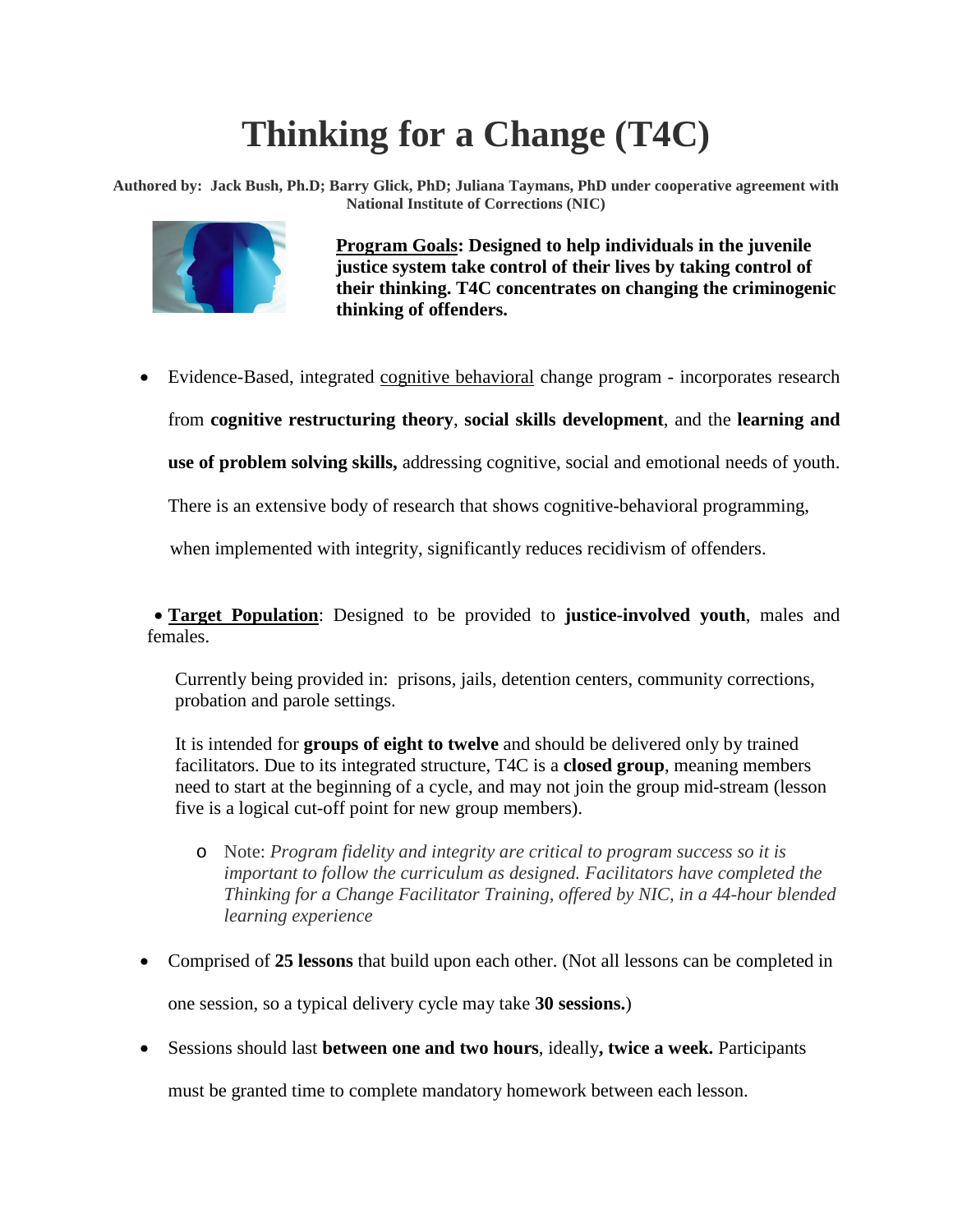# Thinking for a Change (T4C)

**Authored by: Jack Bush, Ph.D; Barry Glick, PhD; Juliana Taymans, PhD under cooperative agreement with National Institute of Corrections (NIC)**

**Program Goals: Designed to help individuals in the juvenile justice system take control of their lives by taking control of their thinking. T4C concentrates on changing the criminogenic thinking of offenders.**

- Evidence-Based, integrated cognitive behavioral change program - incorporates research from **cognitive restructuring theory**, **social skills development**, and the **learning and use of problem solving skills,** addressing cognitive, social and emotional needs of youth. There is an extensive body of research that shows cognitive-behavioral programming, when implemented with integrity, significantly reduces recidivism of offenders.

- **Target Population**: Designed to be provided to **justice-involved youth**, males and females.

  Currently being provided in: prisons, jails, detention centers, community corrections, probation and parole settings.

  It is intended for **groups of eight to twelve** and should be delivered only by trained facilitators. Due to its integrated structure, T4C is a **closed group**, meaning members need to start at the beginning of a cycle, and may not join the group mid-stream (lesson five is a logical cut-off point for new group members).

  - Note: *Program fidelity and integrity are critical to program success so it is important to follow the curriculum as designed. Facilitators have completed the Thinking for a Change Facilitator Training, offered by NIC, in a 44-hour blended learning experience*

- Comprised of **25 lessons** that build upon each other. (Not all lessons can be completed in one session, so a typical delivery cycle may take **30 sessions.**)

- Sessions should last **between one and two hours**, ideally**, twice a week.** Participants must be granted time to complete mandatory homework between each lesson.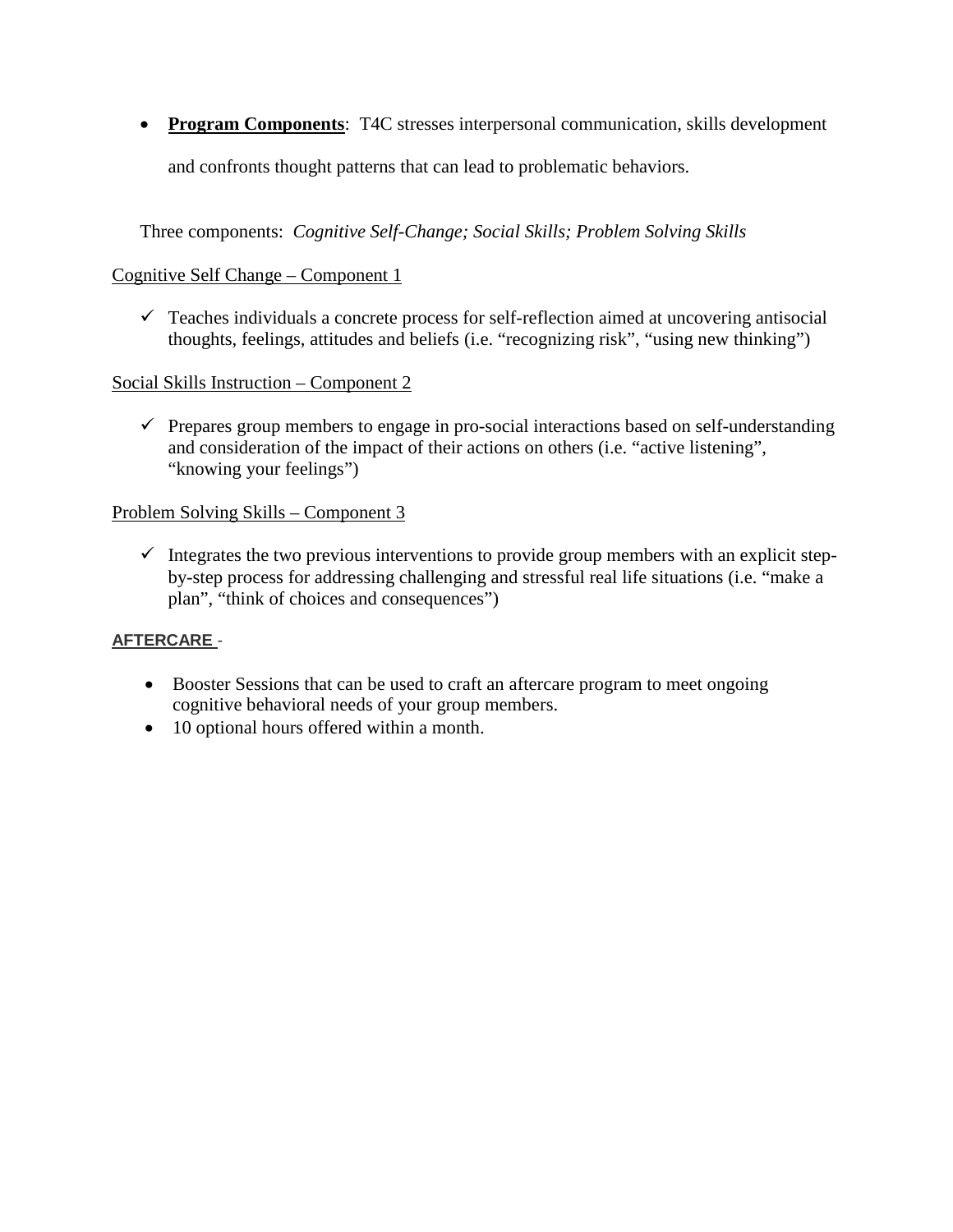- **Program Components**: T4C stresses interpersonal communication, skills development and confronts thought patterns that can lead to problematic behaviors.

Three components: *Cognitive Self-Change; Social Skills; Problem Solving Skills*

<u>Cognitive Self Change – Component 1</u>

- ✓ Teaches individuals a concrete process for self-reflection aimed at uncovering antisocial thoughts, feelings, attitudes and beliefs (i.e. "recognizing risk", "using new thinking")

<u>Social Skills Instruction – Component 2</u>

- ✓ Prepares group members to engage in pro-social interactions based on self-understanding and consideration of the impact of their actions on others (i.e. "active listening", "knowing your feelings")

<u>Problem Solving Skills – Component 3</u>

- ✓ Integrates the two previous interventions to provide group members with an explicit step-by-step process for addressing challenging and stressful real life situations (i.e. "make a plan", "think of choices and consequences")

**<u>AFTERCARE</u>** -

- Booster Sessions that can be used to craft an aftercare program to meet ongoing cognitive behavioral needs of your group members.
- 10 optional hours offered within a month.